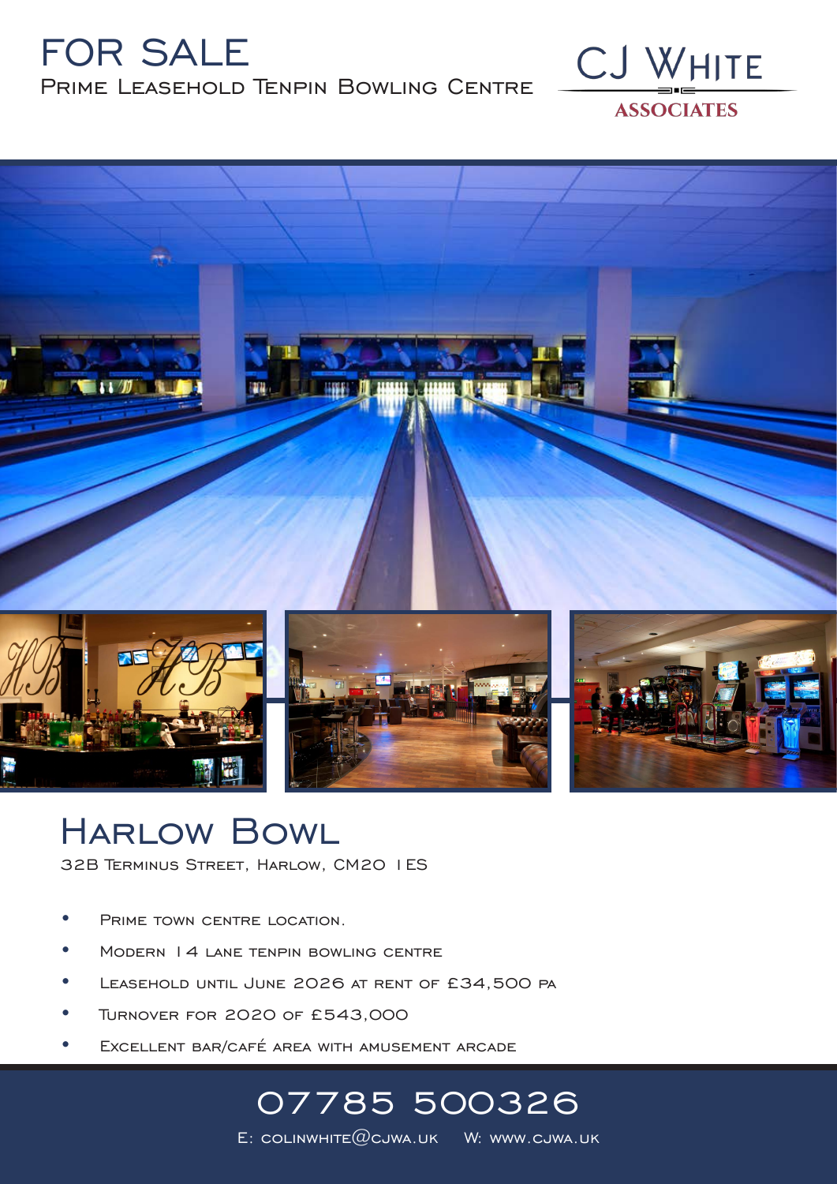# FOR SALE

## Prime Leasehold Tenpin Bowling Centre

CJ White Associates

# Harlow Bowl

32B Terminus Street, Harlow, CM20 1ES

- Prime town centre location.
- Modern 14 lane tenpin bowling centre
- Leasehold until June 2026 at rent of £34,500 pa
- Turnover for 2020 of £543,000
- Excellent bar/café area with amusement arcade

**07785 500326**

E: colinwhite@cjwa.uk W: www.cjwa.uk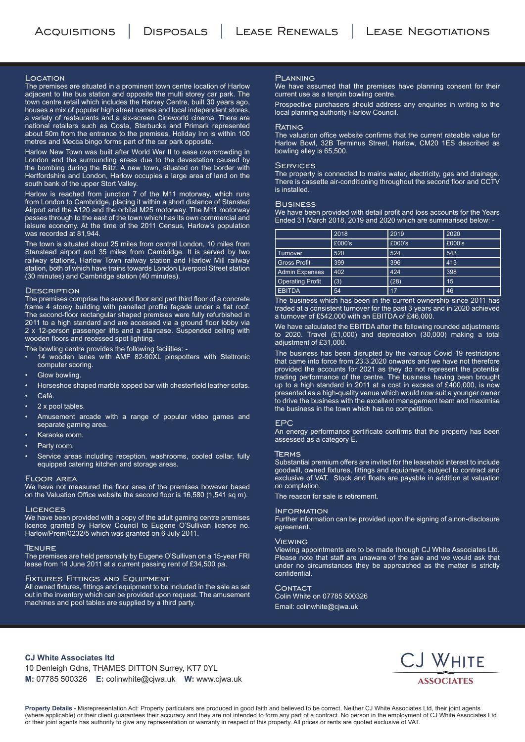Acquisitions | Disposals | Lease Renewals | Lease Negotiations

## Location

The premises are situated in a prominent town centre location of Harlow adjacent to the bus station and opposite the multi storey car park. The town centre retail which includes the Harvey Centre, built 30 years ago, houses a mix of popular high street names and local independent stores, a variety of restaurants and a six-screen Cineworld cinema. There are national retailers such as Costa, Starbucks and Primark represented about 50m from the entrance to the premises, Holiday Inn is within 100 metres and Mecca bingo forms part of the car park opposite.

Harlow New Town was built after World War II to ease overcrowding in London and the surrounding areas due to the devastation caused by the bombing during the Blitz. A new town, situated on the border with Hertfordshire and London, Harlow occupies a large area of land on the south bank of the upper Stort Valley.

Harlow is reached from junction 7 of the M11 motorway, which runs from London to Cambridge, placing it within a short distance of Stansted Airport and the A120 and the orbital M25 motorway. The M11 motorway passes through to the east of the town which has its own commercial and leisure economy. At the time of the 2011 Census, Harlow's population was recorded at 81,944.

The town is situated about 25 miles from central London, 10 miles from Stanstead airport and 35 miles from Cambridge. It is served by two railway stations, Harlow Town railway station and Harlow Mill railway station, both of which have trains towards London Liverpool Street station (30 minutes) and Cambridge station (40 minutes).

## Description

The premises comprise the second floor and part third floor of a concrete frame 4 storey building with panelled profile façade under a flat roof. The second-floor rectangular shaped premises were fully refurbished in 2011 to a high standard and are accessed via a ground floor lobby via 2 x 12-person passenger lifts and a staircase. Suspended ceiling with wooden floors and recessed spot lighting.

The bowling centre provides the following facilities: -

- 14 wooden lanes with AMF 82-90XL pinspotters with Steltronic computer scoring.
- Glow bowling.
- Horseshoe shaped marble topped bar with chesterfield leather sofas.
- Café.
- 2 x pool tables.
- Amusement arcade with a range of popular video games and separate gaming area.
- Karaoke room.
- Party room.
- Service areas including reception, washrooms, cooled cellar, fully equipped catering kitchen and storage areas.

## Floor area

We have not measured the floor area of the premises however based on the Valuation Office website the second floor is 16,580 (1,541 sq m).

## Licences

We have been provided with a copy of the adult gaming centre premises licence granted by Harlow Council to Eugene O'Sullivan licence no. Harlow/Prem/0232/5 which was granted on 6 July 2011.

## Tenure

The premises are held personally by Eugene O'Sullivan on a 15-year FRI lease from 14 June 2011 at a current passing rent of £34,500 pa.

## Fixtures Fittings and Equipment

All owned fixtures, fittings and equipment to be included in the sale as set out in the inventory which can be provided upon request. The amusement machines and pool tables are supplied by a third party.

## Planning

We have assumed that the premises have planning consent for their current use as a tenpin bowling centre.

Prospective purchasers should address any enquiries in writing to the local planning authority Harlow Council.

## Rating

The valuation office website confirms that the current rateable value for Harlow Bowl, 32B Terminus Street, Harlow, CM20 1ES described as bowling alley is 65,500.

## Services

The property is connected to mains water, electricity, gas and drainage. There is cassette air-conditioning throughout the second floor and CCTV is installed.

## Business

We have been provided with detail profit and loss accounts for the Years Ended 31 March 2018, 2019 and 2020 which are summarised below: -

| | 2018 | 2019 | 2020 |
|---|---|---|---|
| | £000's | £000's | £000's |
| Turnover | 520 | 524 | 543 |
| Gross Profit | 399 | 396 | 413 |
| Admin Expenses | 402 | 424 | 398 |
| Operating Profit | (3) | (28) | 15 |
| EBITDA | 54 | 17 | 46 |

The business which has been in the current ownership since 2011 has traded at a consistent turnover for the past 3 years and in 2020 achieved a turnover of £542,000 with an EBITDA of £46,000.

We have calculated the EBITDA after the following rounded adjustments to 2020. Travel (£1,000) and depreciation (30,000) making a total adjustment of £31,000.

The business has been disrupted by the various Covid 19 restrictions that came into force from 23.3.2020 onwards and we have not therefore provided the accounts for 2021 as they do not represent the potential trading performance of the centre. The business having been brought up to a high standard in 2011 at a cost in excess of £400,000, is now presented as a high-quality venue which would now suit a younger owner to drive the business with the excellent management team and maximise the business in the town which has no competition.

## EPC

An energy performance certificate confirms that the property has been assessed as a category E.

## Terms

Substantial premium offers are invited for the leasehold interest to include goodwill, owned fixtures, fittings and equipment, subject to contract and exclusive of VAT. Stock and floats are payable in addition at valuation on completion.

The reason for sale is retirement.

## Information

Further information can be provided upon the signing of a non-disclosure agreement.

## Viewing

Viewing appointments are to be made through CJ White Associates Ltd. Please note that staff are unaware of the sale and we would ask that under no circumstances they be approached as the matter is strictly confidential.

## Contact

Colin White on 07785 500326

Email: colinwhite@cjwa.uk

**CJ White Associates ltd**

10 Denleigh Gdns, THAMES DITTON Surrey, KT7 0YL

**M:** 07785 500326 **E:** colinwhite@cjwa.uk **W:** www.cjwa.uk

CJ White Associates

**Property Details -** Misrepresentation Act: Property particulars are produced in good faith and believed to be correct. Neither CJ White Associates Ltd, their joint agents (where applicable) or their client guarantees their accuracy and they are not intended to form any part of a contract. No person in the employment of CJ White Associates Ltd or their joint agents has authority to give any representation or warranty in respect of this property. All prices or rents are quoted exclusive of VAT.